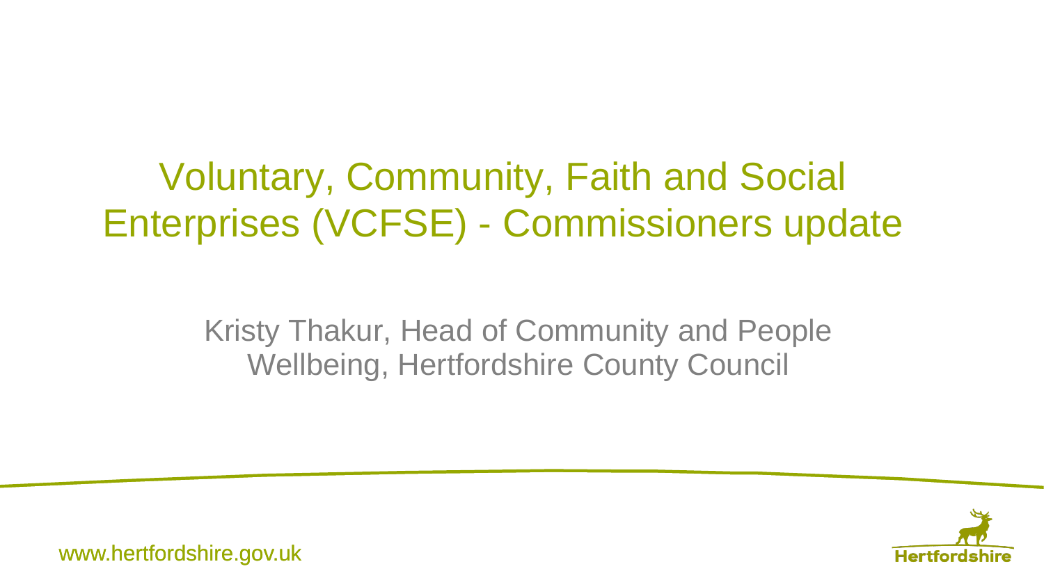# Voluntary, Community, Faith and Social Enterprises (VCFSE) - Commissioners update

Kristy Thakur, Head of Community and People Wellbeing, Hertfordshire County Council

www.hertfordshire.gov.uk

Hertfordshire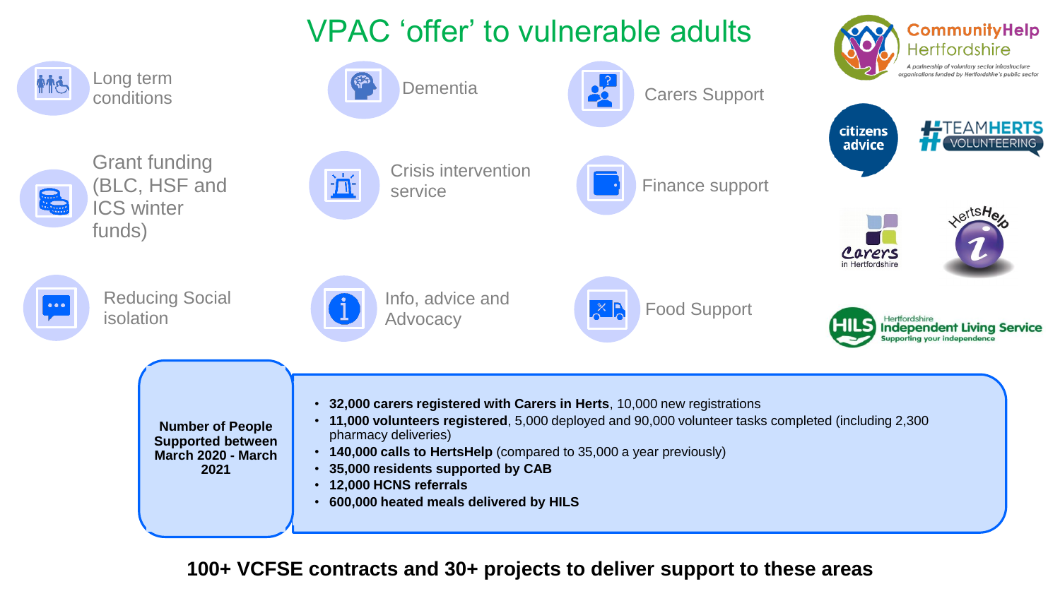# VPAC 'offer' to vulnerable adults

- Long term conditions
- Dementia
- Carers Support
- Grant funding (BLC, HSF and ICS winter funds)
- Crisis intervention service
- Finance support
- Reducing Social isolation
- Info, advice and Advocacy
- Food Support

CommunityHelp Hertfordshire — A partnership of voluntary sector infrastructure organisations funded by Hertfordshire's public sector

citizens advice

#TEAMHERTS VOLUNTEERING

Carers in Hertfordshire

HertsHelp

HILS Hertfordshire Independent Living Service — Supporting your independence

**Number of People Supported between March 2020 - March 2021**

- **32,000 carers registered with Carers in Herts**, 10,000 new registrations
- **11,000 volunteers registered**, 5,000 deployed and 90,000 volunteer tasks completed (including 2,300 pharmacy deliveries)
- **140,000 calls to HertsHelp** (compared to 35,000 a year previously)
- **35,000 residents supported by CAB**
- **12,000 HCNS referrals**
- **600,000 heated meals delivered by HILS**

**100+ VCFSE contracts and 30+ projects to deliver support to these areas**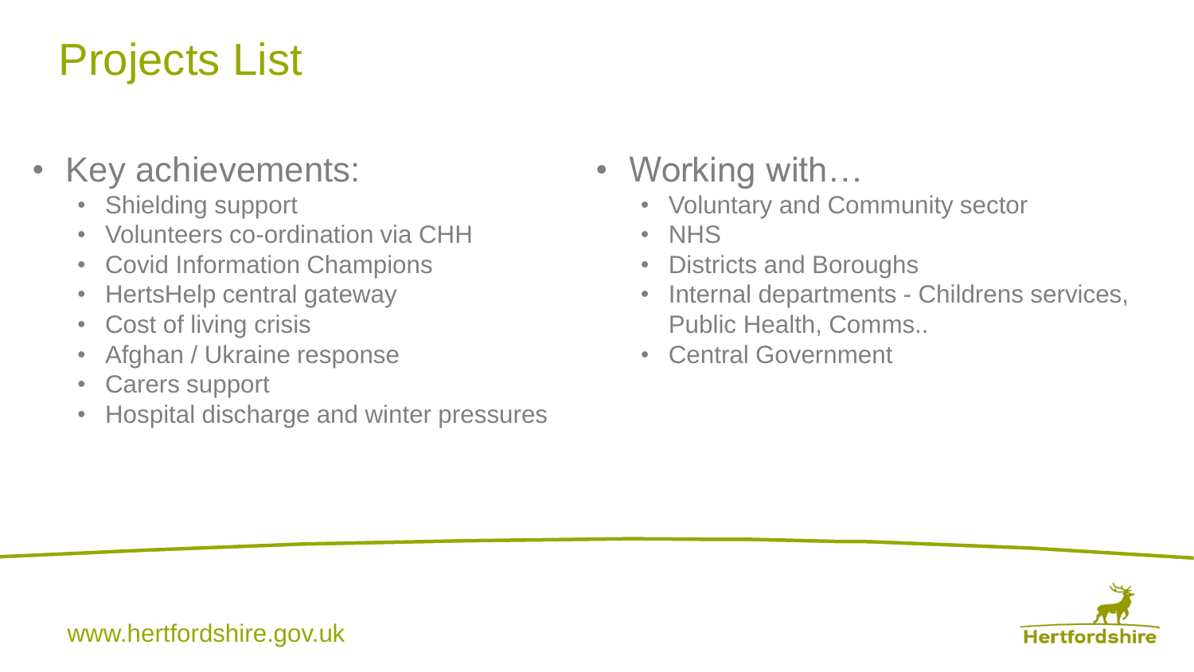# Projects List

- Key achievements:
  - Shielding support
  - Volunteers co-ordination via CHH
  - Covid Information Champions
  - HertsHelp central gateway
  - Cost of living crisis
  - Afghan / Ukraine response
  - Carers support
  - Hospital discharge and winter pressures

- Working with…
  - Voluntary and Community sector
  - NHS
  - Districts and Boroughs
  - Internal departments - Childrens services, Public Health, Comms..
  - Central Government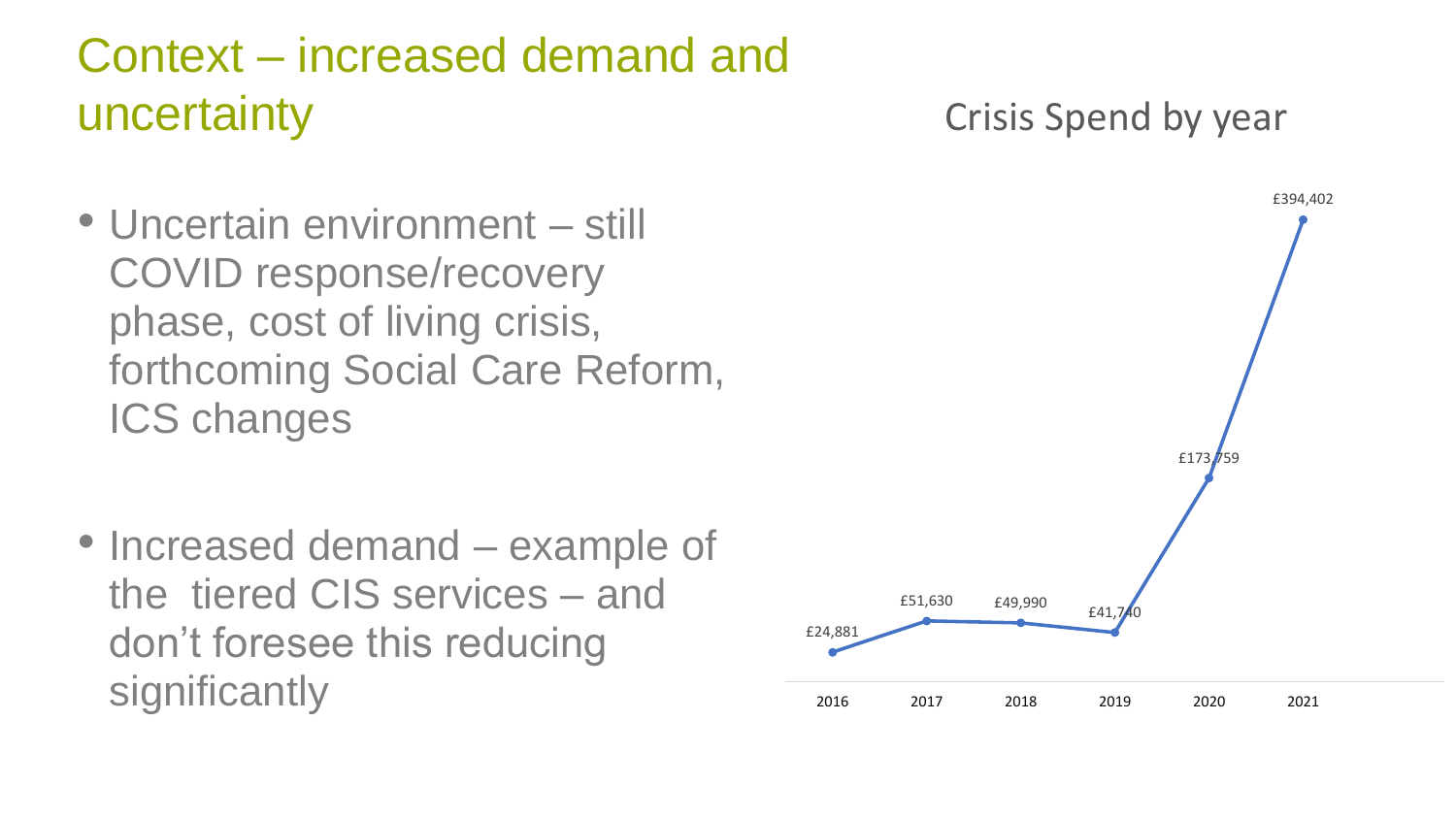# Context – increased demand and uncertainty

- Uncertain environment – still COVID response/recovery phase, cost of living crisis, forthcoming Social Care Reform, ICS changes

- Increased demand – example of the tiered CIS services – and don't foresee this reducing significantly

Crisis Spend by year

£24,881
£51,630
£49,990
£41,740
£173,759
£394,402

2016
2017
2018
2019
2020
2021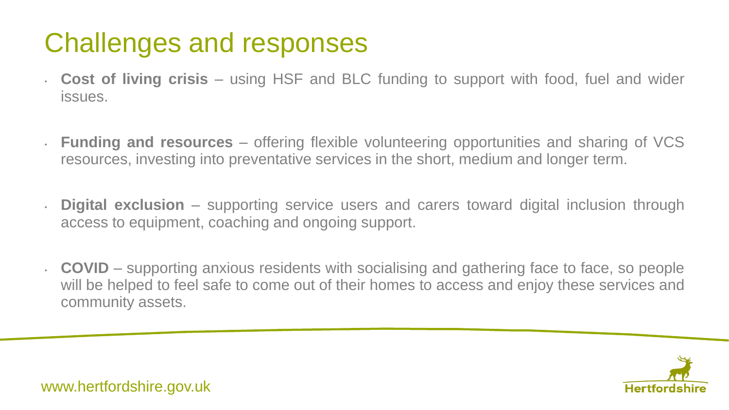# Challenges and responses

- **Cost of living crisis** – using HSF and BLC funding to support with food, fuel and wider issues.
- **Funding and resources** – offering flexible volunteering opportunities and sharing of VCS resources, investing into preventative services in the short, medium and longer term.
- **Digital exclusion** – supporting service users and carers toward digital inclusion through access to equipment, coaching and ongoing support.
- **COVID** – supporting anxious residents with socialising and gathering face to face, so people will be helped to feel safe to come out of their homes to access and enjoy these services and community assets.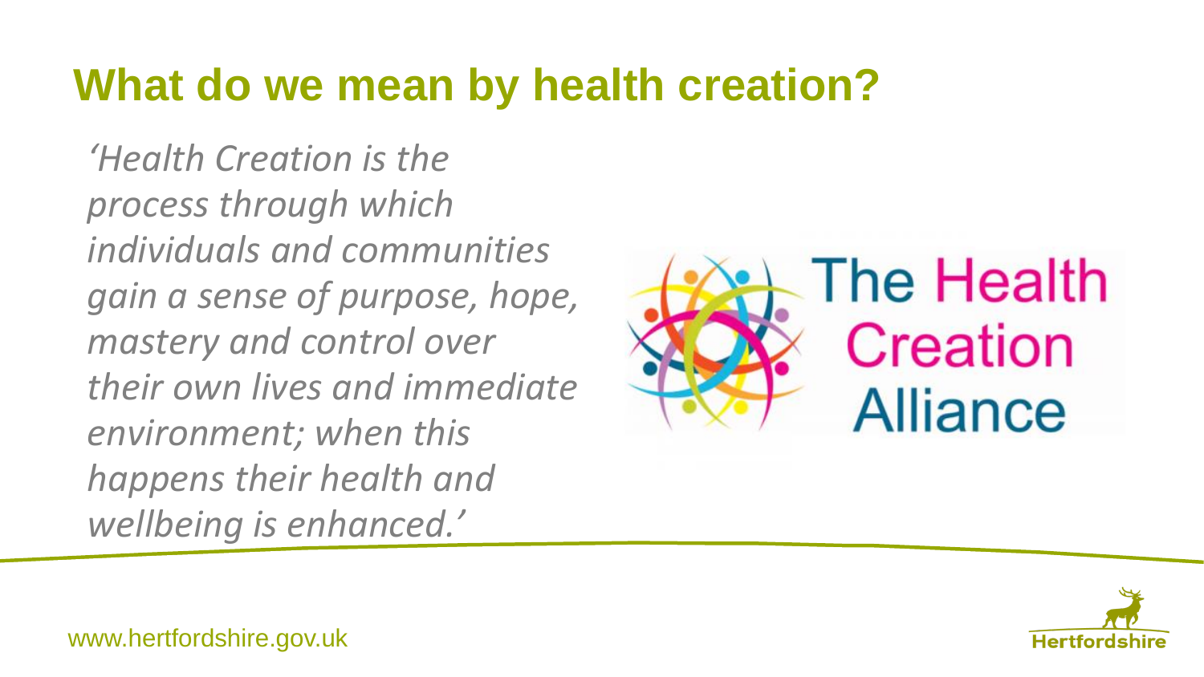# What do we mean by health creation?

*'Health Creation is the process through which individuals and communities gain a sense of purpose, hope, mastery and control over their own lives and immediate environment; when this happens their health and wellbeing is enhanced.'*

The Health Creation Alliance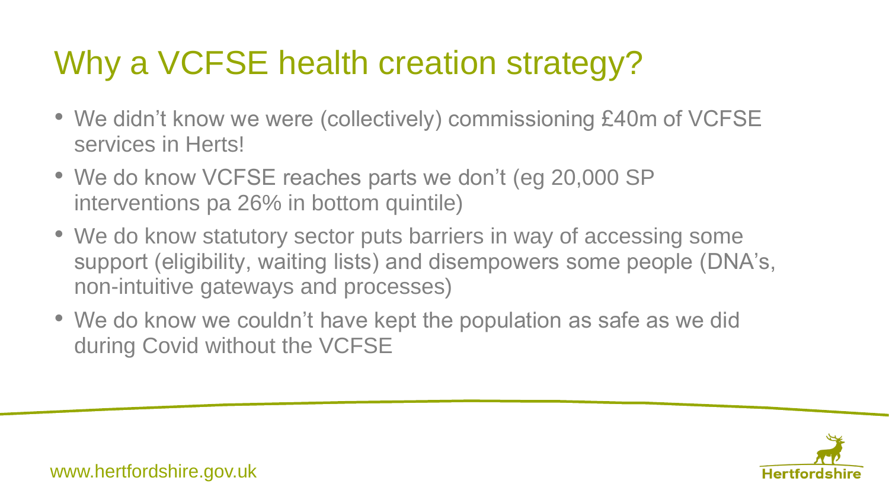# Why a VCFSE health creation strategy?

- We didn't know we were (collectively) commissioning £40m of VCFSE services in Herts!
- We do know VCFSE reaches parts we don't (eg 20,000 SP interventions pa 26% in bottom quintile)
- We do know statutory sector puts barriers in way of accessing some support (eligibility, waiting lists) and disempowers some people (DNA's, non-intuitive gateways and processes)
- We do know we couldn't have kept the population as safe as we did during Covid without the VCFSE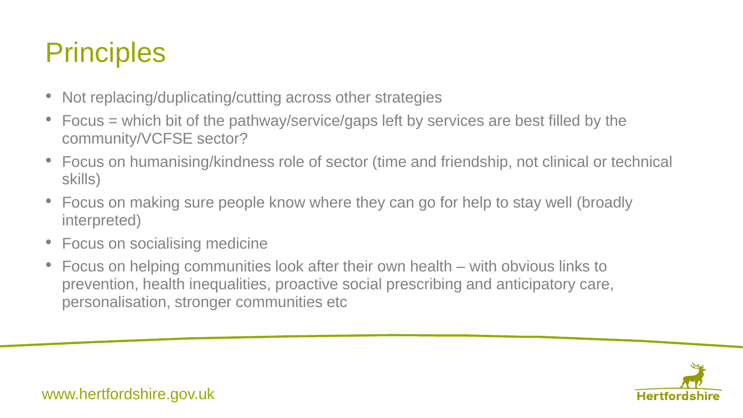# Principles

- Not replacing/duplicating/cutting across other strategies
- Focus = which bit of the pathway/service/gaps left by services are best filled by the community/VCFSE sector?
- Focus on humanising/kindness role of sector (time and friendship, not clinical or technical skills)
- Focus on making sure people know where they can go for help to stay well (broadly interpreted)
- Focus on socialising medicine
- Focus on helping communities look after their own health – with obvious links to prevention, health inequalities, proactive social prescribing and anticipatory care, personalisation, stronger communities etc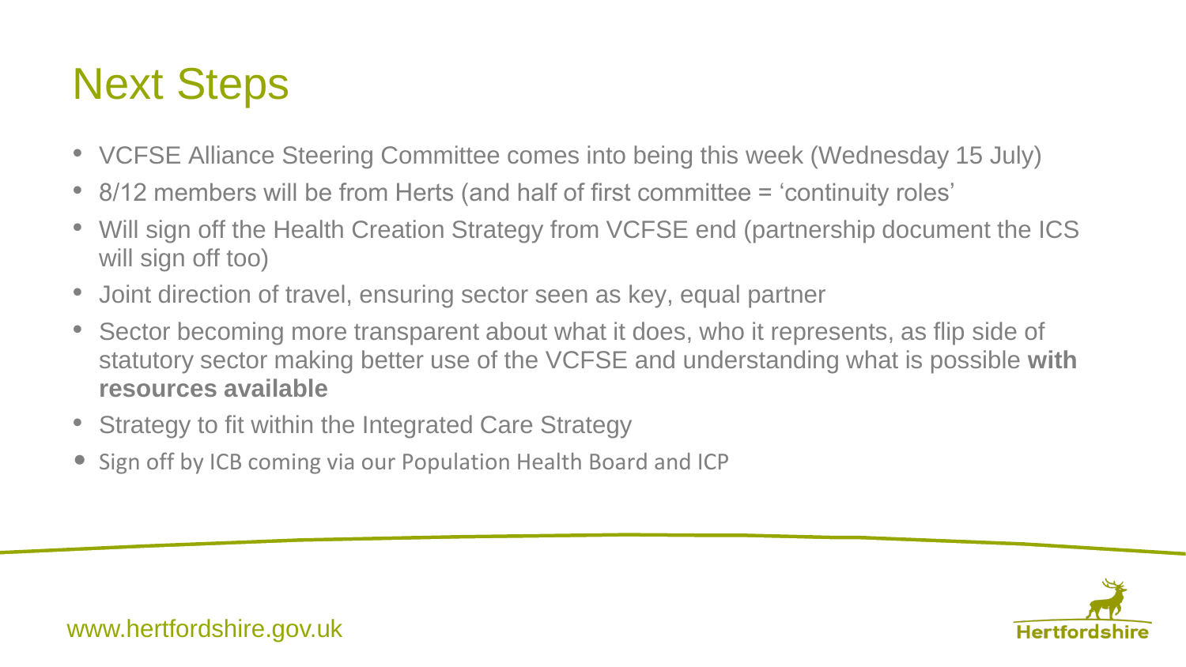# Next Steps

- VCFSE Alliance Steering Committee comes into being this week (Wednesday 15 July)
- 8/12 members will be from Herts (and half of first committee = 'continuity roles'
- Will sign off the Health Creation Strategy from VCFSE end (partnership document the ICS will sign off too)
- Joint direction of travel, ensuring sector seen as key, equal partner
- Sector becoming more transparent about what it does, who it represents, as flip side of statutory sector making better use of the VCFSE and understanding what is possible **with resources available**
- Strategy to fit within the Integrated Care Strategy
- Sign off by ICB coming via our Population Health Board and ICP

www.hertfordshire.gov.uk

Hertfordshire